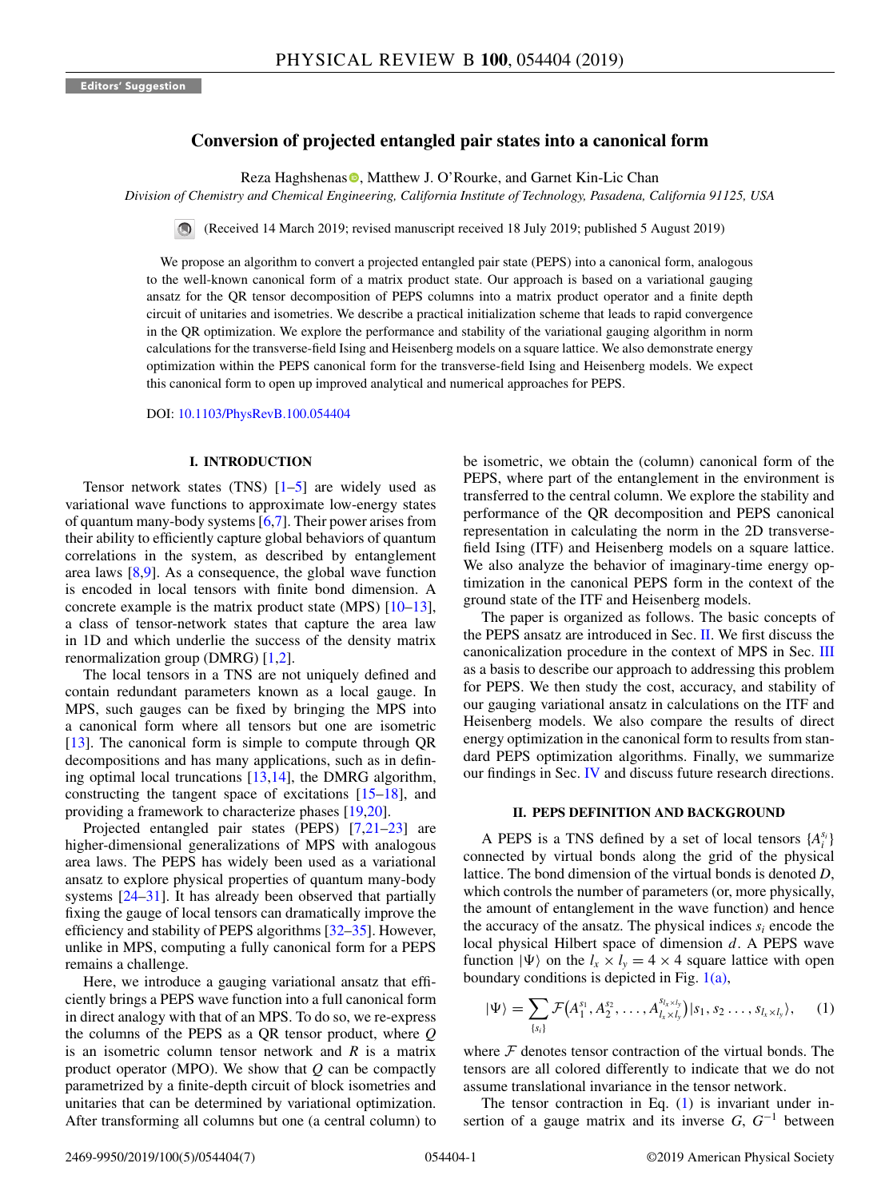Editors' Suggestion

# Conversion of projected entangled pair states into a canonical form

Reza Haghshenas, Matthew J. O'Rourke, and Garnet Kin-Lic Chan

*Division of Chemistry and Chemical Engineering, California Institute of Technology, Pasadena, California 91125, USA*

(Received 14 March 2019; revised manuscript received 18 July 2019; published 5 August 2019)

We propose an algorithm to convert a projected entangled pair state (PEPS) into a canonical form, analogous to the well-known canonical form of a matrix product state. Our approach is based on a variational gauging ansatz for the QR tensor decomposition of PEPS columns into a matrix product operator and a finite depth circuit of unitaries and isometries. We describe a practical initialization scheme that leads to rapid convergence in the QR optimization. We explore the performance and stability of the variational gauging algorithm in norm calculations for the transverse-field Ising and Heisenberg models on a square lattice. We also demonstrate energy optimization within the PEPS canonical form for the transverse-field Ising and Heisenberg models. We expect this canonical form to open up improved analytical and numerical approaches for PEPS.

DOI: 10.1103/PhysRevB.100.054404

## I. INTRODUCTION

Tensor network states (TNS) [1–5] are widely used as variational wave functions to approximate low-energy states of quantum many-body systems [6,7]. Their power arises from their ability to efficiently capture global behaviors of quantum correlations in the system, as described by entanglement area laws [8,9]. As a consequence, the global wave function is encoded in local tensors with finite bond dimension. A concrete example is the matrix product state (MPS) [10–13], a class of tensor-network states that capture the area law in 1D and which underlie the success of the density matrix renormalization group (DMRG) [1,2].

The local tensors in a TNS are not uniquely defined and contain redundant parameters known as a local gauge. In MPS, such gauges can be fixed by bringing the MPS into a canonical form where all tensors but one are isometric [13]. The canonical form is simple to compute through QR decompositions and has many applications, such as in defining optimal local truncations [13,14], the DMRG algorithm, constructing the tangent space of excitations [15–18], and providing a framework to characterize phases [19,20].

Projected entangled pair states (PEPS) [7,21–23] are higher-dimensional generalizations of MPS with analogous area laws. The PEPS has widely been used as a variational ansatz to explore physical properties of quantum many-body systems [24–31]. It has already been observed that partially fixing the gauge of local tensors can dramatically improve the efficiency and stability of PEPS algorithms [32–35]. However, unlike in MPS, computing a fully canonical form for a PEPS remains a challenge.

Here, we introduce a gauging variational ansatz that efficiently brings a PEPS wave function into a full canonical form in direct analogy with that of an MPS. To do so, we re-express the columns of the PEPS as a QR tensor product, where $Q$ is an isometric column tensor network and $R$ is a matrix product operator (MPO). We show that $Q$ can be compactly parametrized by a finite-depth circuit of block isometries and unitaries that can be determined by variational optimization. After transforming all columns but one (a central column) to be isometric, we obtain the (column) canonical form of the PEPS, where part of the entanglement in the environment is transferred to the central column. We explore the stability and performance of the QR decomposition and PEPS canonical representation in calculating the norm in the 2D transverse-field Ising (ITF) and Heisenberg models on a square lattice. We also analyze the behavior of imaginary-time energy optimization in the canonical PEPS form in the context of the ground state of the ITF and Heisenberg models.

The paper is organized as follows. The basic concepts of the PEPS ansatz are introduced in Sec. II. We first discuss the canonicalization procedure in the context of MPS in Sec. III as a basis to describe our approach to addressing this problem for PEPS. We then study the cost, accuracy, and stability of our gauging variational ansatz in calculations on the ITF and Heisenberg models. We also compare the results of direct energy optimization in the canonical form to results from standard PEPS optimization algorithms. Finally, we summarize our findings in Sec. IV and discuss future research directions.

## II. PEPS DEFINITION AND BACKGROUND

A PEPS is a TNS defined by a set of local tensors $\{A_i^{s_i}\}$ connected by virtual bonds along the grid of the physical lattice. The bond dimension of the virtual bonds is denoted $D$, which controls the number of parameters (or, more physically, the amount of entanglement in the wave function) and hence the accuracy of the ansatz. The physical indices $s_i$ encode the local physical Hilbert space of dimension $d$. A PEPS wave function $|\Psi\rangle$ on the $l_x \times l_y = 4 \times 4$ square lattice with open boundary conditions is depicted in Fig. 1(a),

$$|\Psi\rangle = \sum_{\{s_i\}} \mathcal{F}\big(A_1^{s_1}, A_2^{s_2}, \ldots, A_{l_x \times l_y}^{s_{l_x \times l_y}}\big)|s_1, s_2 \ldots, s_{l_x \times l_y}\rangle, \quad (1)$$

where $\mathcal{F}$ denotes tensor contraction of the virtual bonds. The tensors are all colored differently to indicate that we do not assume translational invariance in the tensor network.

The tensor contraction in Eq. (1) is invariant under insertion of a gauge matrix and its inverse $G$, $G^{-1}$ between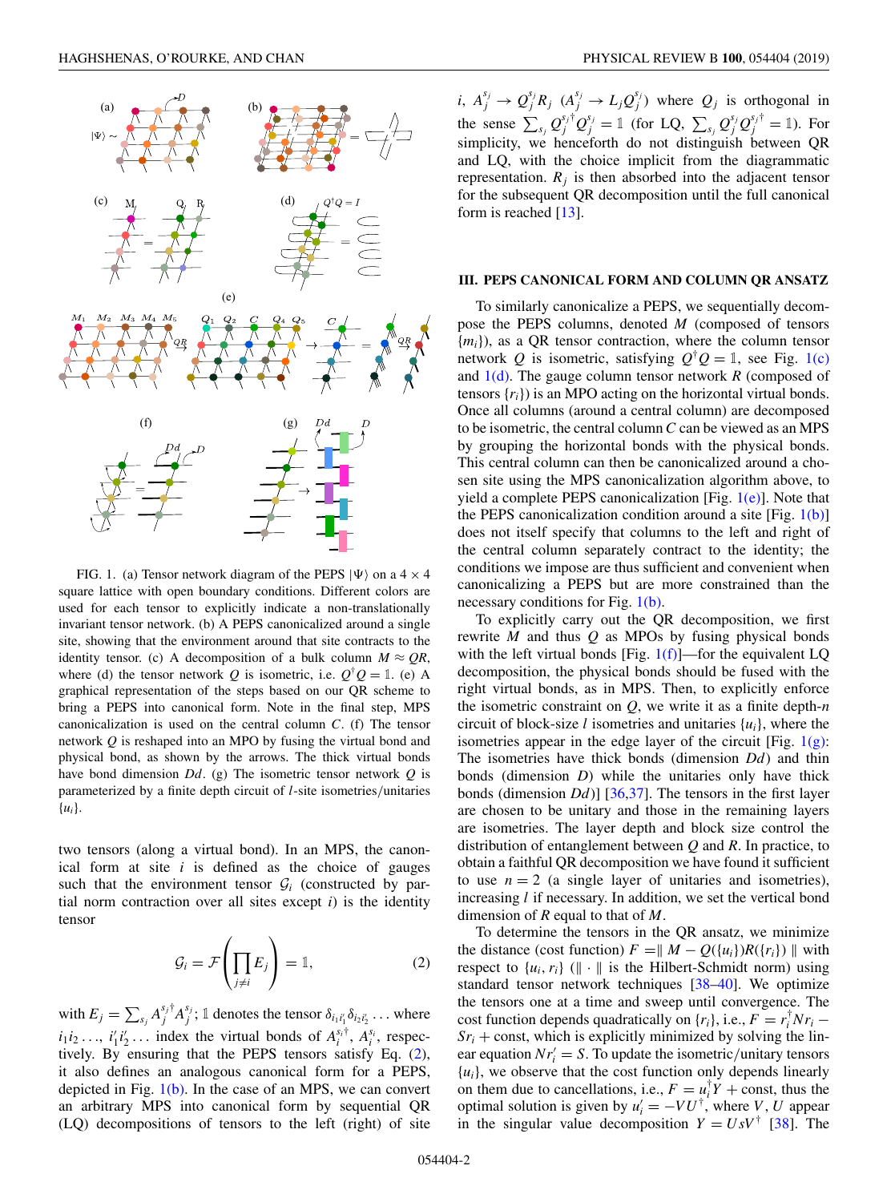FIG. 1. (a) Tensor network diagram of the PEPS $|\Psi\rangle$ on a $4 \times 4$ square lattice with open boundary conditions. Different colors are used for each tensor to explicitly indicate a non-translationally invariant tensor network. (b) A PEPS canonicalized around a single site, showing that the environment around that site contracts to the identity tensor. (c) A decomposition of a bulk column $M \approx QR$, where (d) the tensor network $Q$ is isometric, i.e. $Q^\dagger Q = \mathbb{1}$. (e) A graphical representation of the steps based on our QR scheme to bring a PEPS into canonical form. Note in the final step, MPS canonicalization is used on the central column $C$. (f) The tensor network $Q$ is reshaped into an MPO by fusing the virtual bond and physical bond, as shown by the arrows. The thick virtual bonds have bond dimension $Dd$. (g) The isometric tensor network $Q$ is parameterized by a finite depth circuit of $l$-site isometries/unitaries $\{u_i\}$.

two tensors (along a virtual bond). In an MPS, the canonical form at site $i$ is defined as the choice of gauges such that the environment tensor $\mathcal{G}_i$ (constructed by partial norm contraction over all sites except $i$) is the identity tensor

$$\mathcal{G}_i = \mathcal{F}\left(\prod_{j \neq i} E_j\right) = \mathbb{1}, \tag{2}$$

with $E_j = \sum_{s_j} A_j^{s_j \dagger} A_j^{s_j}$; $\mathbb{1}$ denotes the tensor $\delta_{i_1 i'_1} \delta_{i_2 i'_2} \ldots$ where $i_1 i_2 \ldots$, $i'_1 i'_2 \ldots$ index the virtual bonds of $A_i^{s_i \dagger}$, $A_i^{s_i}$, respectively. By ensuring that the PEPS tensors satisfy Eq. (2), it also defines an analogous canonical form for a PEPS, depicted in Fig. 1(b). In the case of an MPS, we can convert an arbitrary MPS into canonical form by sequential QR (LQ) decompositions of tensors to the left (right) of site $i$, $A_j^{s_j} \to Q_j^{s_j} R_j$ ($A_j^{s_j} \to L_j Q_j^{s_j}$) where $Q_j$ is orthogonal in the sense $\sum_{s_j} Q_j^{s_j \dagger} Q_j^{s_j} = \mathbb{1}$ (for LQ, $\sum_{s_j} Q_j^{s_j} Q_j^{s_j \dagger} = \mathbb{1}$). For simplicity, we henceforth do not distinguish between QR and LQ, with the choice implicit from the diagrammatic representation. $R_j$ is then absorbed into the adjacent tensor for the subsequent QR decomposition until the full canonical form is reached [13].

## III. PEPS CANONICAL FORM AND COLUMN QR ANSATZ

To similarly canonicalize a PEPS, we sequentially decompose the PEPS columns, denoted $M$ (composed of tensors $\{m_i\}$), as a QR tensor contraction, where the column tensor network $Q$ is isometric, satisfying $Q^\dagger Q = \mathbb{1}$, see Fig. 1(c) and 1(d). The gauge column tensor network $R$ (composed of tensors $\{r_i\}$) is an MPO acting on the horizontal virtual bonds. Once all columns (around a central column) are decomposed to be isometric, the central column $C$ can be viewed as an MPS by grouping the horizontal bonds with the physical bonds. This central column can then be canonicalized around a chosen site using the MPS canonicalization algorithm above, to yield a complete PEPS canonicalization [Fig. 1(e)]. Note that the PEPS canonicalization condition around a site [Fig. 1(b)] does not itself specify that columns to the left and right of the central column separately contract to the identity; the conditions we impose are thus sufficient and convenient when canonicalizing a PEPS but are more constrained than the necessary conditions for Fig. 1(b).

To explicitly carry out the QR decomposition, we first rewrite $M$ and thus $Q$ as MPOs by fusing physical bonds with the left virtual bonds [Fig. 1(f)]—for the equivalent LQ decomposition, the physical bonds should be fused with the right virtual bonds, as in MPS. Then, to explicitly enforce the isometric constraint on $Q$, we write it as a finite depth-$n$ circuit of block-size $l$ isometries and unitaries $\{u_i\}$, where the isometries appear in the edge layer of the circuit [Fig. 1(g): The isometries have thick bonds (dimension $Dd$) and thin bonds (dimension $D$) while the unitaries only have thick bonds (dimension $Dd$)] [36,37]. The tensors in the first layer are chosen to be unitary and those in the remaining layers are isometries. The layer depth and block size control the distribution of entanglement between $Q$ and $R$. In practice, to obtain a faithful QR decomposition we have found it sufficient to use $n = 2$ (a single layer of unitaries and isometries), increasing $l$ if necessary. In addition, we set the vertical bond dimension of $R$ equal to that of $M$.

To determine the tensors in the QR ansatz, we minimize the distance (cost function) $F = \| M - Q(\{u_i\})R(\{r_i\}) \|$ with respect to $\{u_i, r_i\}$ ($\| \cdot \|$ is the Hilbert-Schmidt norm) using standard tensor network techniques [38–40]. We optimize the tensors one at a time and sweep until convergence. The cost function depends quadratically on $\{r_i\}$, i.e., $F = r_i^\dagger N r_i - S r_i + \text{const}$, which is explicitly minimized by solving the linear equation $N r'_i = S$. To update the isometric/unitary tensors $\{u_i\}$, we observe that the cost function only depends linearly on them due to cancellations, i.e., $F = u_i^\dagger Y + \text{const}$, thus the optimal solution is given by $u'_i = -VU^\dagger$, where $V$, $U$ appear in the singular value decomposition $Y = UsV^\dagger$ [38]. The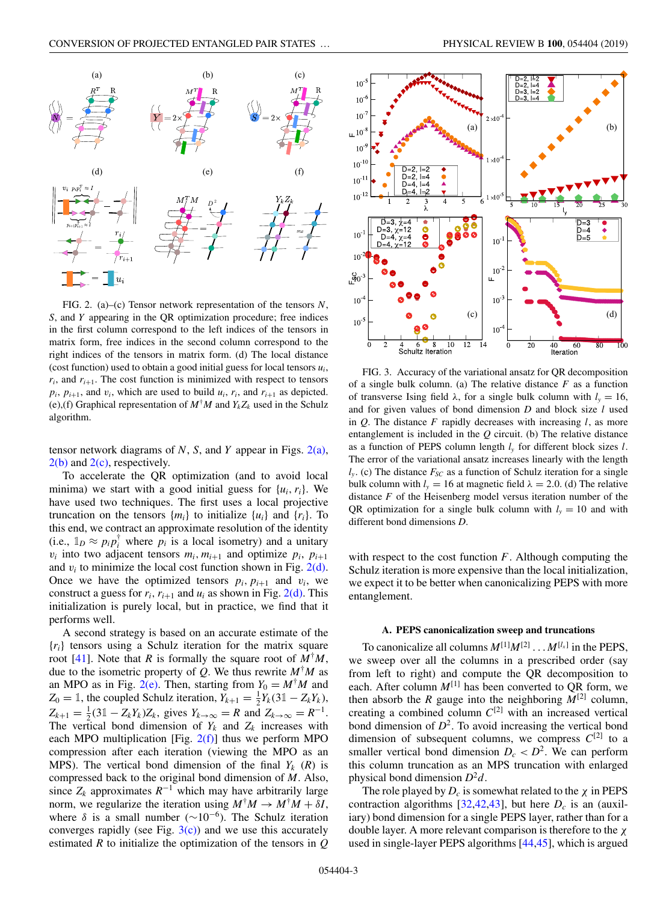FIG. 2. (a)–(c) Tensor network representation of the tensors $N$, $S$, and $Y$ appearing in the QR optimization procedure; free indices in the first column correspond to the left indices of the tensors in matrix form, free indices in the second column correspond to the right indices of the tensors in matrix form. (d) The local distance (cost function) used to obtain a good initial guess for local tensors $u_i$, $r_i$, and $r_{i+1}$. The cost function is minimized with respect to tensors $p_i$, $p_{i+1}$, and $v_i$, which are used to build $u_i$, $r_i$, and $r_{i+1}$ as depicted. (e),(f) Graphical representation of $M^\dagger M$ and $Y_k Z_k$ used in the Schulz algorithm.

tensor network diagrams of $N$, $S$, and $Y$ appear in Figs. 2(a), 2(b) and 2(c), respectively.

To accelerate the QR optimization (and to avoid local minima) we start with a good initial guess for $\{u_i, r_i\}$. We have used two techniques. The first uses a local projective truncation on the tensors $\{m_i\}$ to initialize $\{u_i\}$ and $\{r_i\}$. To this end, we contract an approximate resolution of the identity (i.e., $\mathbb{1}_D \approx p_i p_i^\dagger$ where $p_i$ is a local isometry) and a unitary $v_i$ into two adjacent tensors $m_i, m_{i+1}$ and optimize $p_i$, $p_{i+1}$ and $v_i$ to minimize the local cost function shown in Fig. 2(d). Once we have the optimized tensors $p_i$, $p_{i+1}$ and $v_i$, we construct a guess for $r_i$, $r_{i+1}$ and $u_i$ as shown in Fig. 2(d). This initialization is purely local, but in practice, we find that it performs well.

A second strategy is based on an accurate estimate of the $\{r_i\}$ tensors using a Schulz iteration for the matrix square root [41]. Note that $R$ is formally the square root of $M^\dagger M$, due to the isometric property of $Q$. We thus rewrite $M^\dagger M$ as an MPO as in Fig. 2(e). Then, starting from $Y_0 = M^\dagger M$ and $Z_0 = \mathbb{1}$, the coupled Schulz iteration, $Y_{k+1} = \frac{1}{2} Y_k (3\mathbb{1} - Z_k Y_k)$, $Z_{k+1} = \frac{1}{2}(3\mathbb{1} - Z_k Y_k) Z_k$, gives $Y_{k\to\infty} = R$ and $Z_{k\to\infty} = R^{-1}$. The vertical bond dimension of $Y_k$ and $Z_k$ increases with each MPO multiplication [Fig. 2(f)] thus we perform MPO compression after each iteration (viewing the MPO as an MPS). The vertical bond dimension of the final $Y_k$ ($R$) is compressed back to the original bond dimension of $M$. Also, since $Z_k$ approximates $R^{-1}$ which may have arbitrarily large norm, we regularize the iteration using $M^\dagger M \to M^\dagger M + \delta I$, where $\delta$ is a small number ($\sim 10^{-6}$). The Schulz iteration converges rapidly (see Fig. 3(c)) and we use this accurately estimated $R$ to initialize the optimization of the tensors in $Q$ with respect to the cost function $F$. Although computing the Schulz iteration is more expensive than the local initialization, we expect it to be better when canonicalizing PEPS with more entanglement.

FIG. 3. Accuracy of the variational ansatz for QR decomposition of a single bulk column. (a) The relative distance $F$ as a function of transverse Ising field $\lambda$, for a single bulk column with $l_y = 16$, and for given values of bond dimension $D$ and block size $l$ used in $Q$. The distance $F$ rapidly decreases with increasing $l$, as more entanglement is included in the $Q$ circuit. (b) The relative distance as a function of PEPS column length $l_y$ for different block sizes $l$. The error of the variational ansatz increases linearly with the length $l_y$. (c) The distance $F_{SC}$ as a function of Schulz iteration for a single bulk column with $l_y = 16$ at magnetic field $\lambda = 2.0$. (d) The relative distance $F$ of the Heisenberg model versus iteration number of the QR optimization for a single bulk column with $l_y = 10$ and with different bond dimensions $D$.

### A. PEPS canonicalization sweep and truncations

To canonicalize all columns $M^{[1]} M^{[2]} \ldots M^{[l_x]}$ in the PEPS, we sweep over all the columns in a prescribed order (say from left to right) and compute the QR decomposition to each. After column $M^{[1]}$ has been converted to QR form, we then absorb the $R$ gauge into the neighboring $M^{[2]}$ column, creating a combined column $C^{[2]}$ with an increased vertical bond dimension of $D^2$. To avoid increasing the vertical bond dimension of subsequent columns, we compress $C^{[2]}$ to a smaller vertical bond dimension $D_c < D^2$. We can perform this column truncation as an MPS truncation with enlarged physical bond dimension $D^2 d$.

The role played by $D_c$ is somewhat related to the $\chi$ in PEPS contraction algorithms [32,42,43], but here $D_c$ is an (auxiliary) bond dimension for a single PEPS layer, rather than for a double layer. A more relevant comparison is therefore to the $\chi$ used in single-layer PEPS algorithms [44,45], which is argued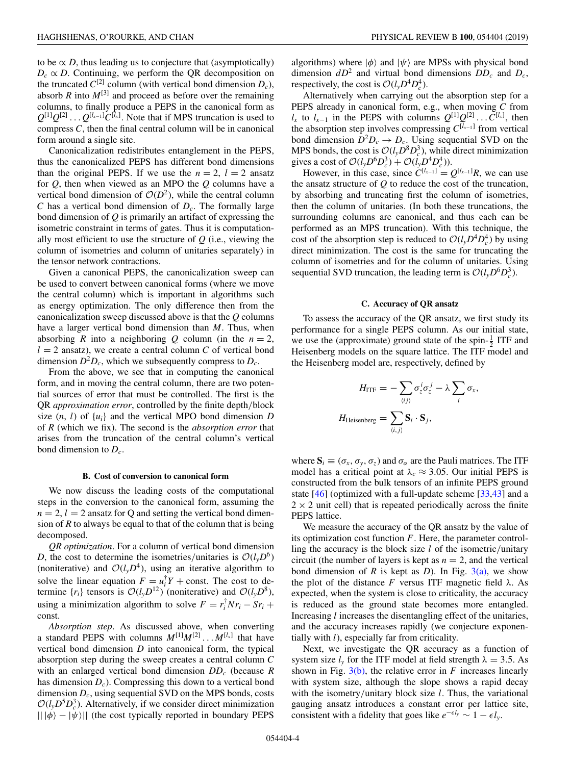to be $\propto D$, thus leading us to conjecture that (asymptotically) $D_c \propto D$. Continuing, we perform the QR decomposition on the truncated $C^{[2]}$ column (with vertical bond dimension $D_c$), absorb $R$ into $M^{[3]}$ and proceed as before over the remaining columns, to finally produce a PEPS in the canonical form as $Q^{[1]}Q^{[2]}\ldots Q^{[l_x-1]}C^{[l_x]}$. Note that if MPS truncation is used to compress $C$, then the final central column will be in canonical form around a single site.

Canonicalization redistributes entanglement in the PEPS, thus the canonicalized PEPS has different bond dimensions than the original PEPS. If we use the $n = 2$, $l = 2$ ansatz for $Q$, then when viewed as an MPO the $Q$ columns have a vertical bond dimension of $\mathcal{O}(D^2)$, while the central column $C$ has a vertical bond dimension of $D_c$. The formally large bond dimension of $Q$ is primarily an artifact of expressing the isometric constraint in terms of gates. Thus it is computationally most efficient to use the structure of $Q$ (i.e., viewing the column of isometries and column of unitaries separately) in the tensor network contractions.

Given a canonical PEPS, the canonicalization sweep can be used to convert between canonical forms (where we move the central column) which is important in algorithms such as energy optimization. The only difference then from the canonicalization sweep discussed above is that the $Q$ columns have a larger vertical bond dimension than $M$. Thus, when absorbing $R$ into a neighboring $Q$ column (in the $n = 2$, $l = 2$ ansatz), we create a central column $C$ of vertical bond dimension $D^2D_c$, which we subsequently compress to $D_c$.

From the above, we see that in computing the canonical form, and in moving the central column, there are two potential sources of error that must be controlled. The first is the QR *approximation error*, controlled by the finite depth/block size ($n$, $l$) of $\{u_i\}$ and the vertical MPO bond dimension $D$ of $R$ (which we fix). The second is the *absorption error* that arises from the truncation of the central column's vertical bond dimension to $D_c$.

### B. Cost of conversion to canonical form

We now discuss the leading costs of the computational steps in the conversion to the canonical form, assuming the $n = 2$, $l = 2$ ansatz for Q and setting the vertical bond dimension of $R$ to always be equal to that of the column that is being decomposed.

*QR optimization*. For a column of vertical bond dimension $D$, the cost to determine the isometries/unitaries is $\mathcal{O}(l_yD^6)$ (noniterative) and $\mathcal{O}(l_yD^4)$, using an iterative algorithm to solve the linear equation $F = u_i^\dagger Y + \text{const}$. The cost to determine $\{r_i\}$ tensors is $\mathcal{O}(l_yD^{12})$ (noniterative) and $\mathcal{O}(l_yD^8)$, using a minimization algorithm to solve $F = r_i^\dagger N r_i - S r_i + \text{const}$.

*Absorption step*. As discussed above, when converting a standard PEPS with columns $M^{[1]}M^{[2]}\ldots M^{[l_x]}$ that have vertical bond dimension $D$ into canonical form, the typical absorption step during the sweep creates a central column $C$ with an enlarged vertical bond dimension $DD_c$ (because $R$ has dimension $D_c$). Compressing this down to a vertical bond dimension $D_c$, using sequential SVD on the MPS bonds, costs $\mathcal{O}(l_yD^5D_c^3)$. Alternatively, if we consider direct minimization $|| \, |\phi\rangle - |\psi\rangle||$ (the cost typically reported in boundary PEPS algorithms) where $|\phi\rangle$ and $|\psi\rangle$ are MPSs with physical bond dimension $dD^2$ and virtual bond dimensions $DD_c$ and $D_c$, respectively, the cost is $\mathcal{O}(l_yD^4D_c^4)$.

Alternatively when carrying out the absorption step for a PEPS already in canonical form, e.g., when moving $C$ from $l_x$ to $l_{x-1}$ in the PEPS with columns $Q^{[1]}Q^{[2]}\ldots C^{[l_x]}$, then the absorption step involves compressing $C^{[l_{x-1}]}$ from vertical bond dimension $D^2D_c \to D_c$. Using sequential SVD on the MPS bonds, the cost is $\mathcal{O}(l_yD^8D_c^3)$, while direct minimization gives a cost of $\mathcal{O}(l_yD^6D_c^3) + \mathcal{O}(l_yD^4D_c^4)$).

However, in this case, since $C^{[l_{x-1}]} = Q^{[l_{x-1}]}R$, we can use the ansatz structure of $Q$ to reduce the cost of the truncation, by absorbing and truncating first the column of isometries, then the column of unitaries. (In both these truncations, the surrounding columns are canonical, and thus each can be performed as an MPS truncation). With this technique, the cost of the absorption step is reduced to $\mathcal{O}(l_yD^4D_c^4)$ by using direct minimization. The cost is the same for truncating the column of isometries and for the column of unitaries. Using sequential SVD truncation, the leading term is $\mathcal{O}(l_yD^6D_c^3)$.

### C. Accuracy of QR ansatz

To assess the accuracy of the QR ansatz, we first study its performance for a single PEPS column. As our initial state, we use the (approximate) ground state of the spin-$\frac{1}{2}$ ITF and Heisenberg models on the square lattice. The ITF model and the Heisenberg model are, respectively, defined by

$$H_{\text{ITF}} = -\sum_{\langle ij\rangle}\sigma_z^i\sigma_z^j - \lambda\sum_i\sigma_x,$$

$$H_{\text{Heisenberg}} = \sum_{\langle i,j\rangle}\mathbf{S}_i\cdot\mathbf{S}_j,$$

where $\mathbf{S}_i \equiv (\sigma_x, \sigma_y, \sigma_z)$ and $\sigma_\alpha$ are the Pauli matrices. The ITF model has a critical point at $\lambda_c \approx 3.05$. Our initial PEPS is constructed from the bulk tensors of an infinite PEPS ground state [46] (optimized with a full-update scheme [33,43] and a $2 \times 2$ unit cell) that is repeated periodically across the finite PEPS lattice.

We measure the accuracy of the QR ansatz by the value of its optimization cost function $F$. Here, the parameter controlling the accuracy is the block size $l$ of the isometric/unitary circuit (the number of layers is kept as $n = 2$, and the vertical bond dimension of $R$ is kept as $D$). In Fig. 3(a), we show the plot of the distance $F$ versus ITF magnetic field $\lambda$. As expected, when the system is close to criticality, the accuracy is reduced as the ground state becomes more entangled. Increasing $l$ increases the disentangling effect of the unitaries, and the accuracy increases rapidly (we conjecture exponentially with $l$), especially far from criticality.

Next, we investigate the QR accuracy as a function of system size $l_y$ for the ITF model at field strength $\lambda = 3.5$. As shown in Fig. 3(b), the relative error in $F$ increases linearly with system size, although the slope shows a rapid decay with the isometry/unitary block size $l$. Thus, the variational gauging ansatz introduces a constant error per lattice site, consistent with a fidelity that goes like $e^{-\epsilon l_y} \sim 1 - \epsilon l_y$.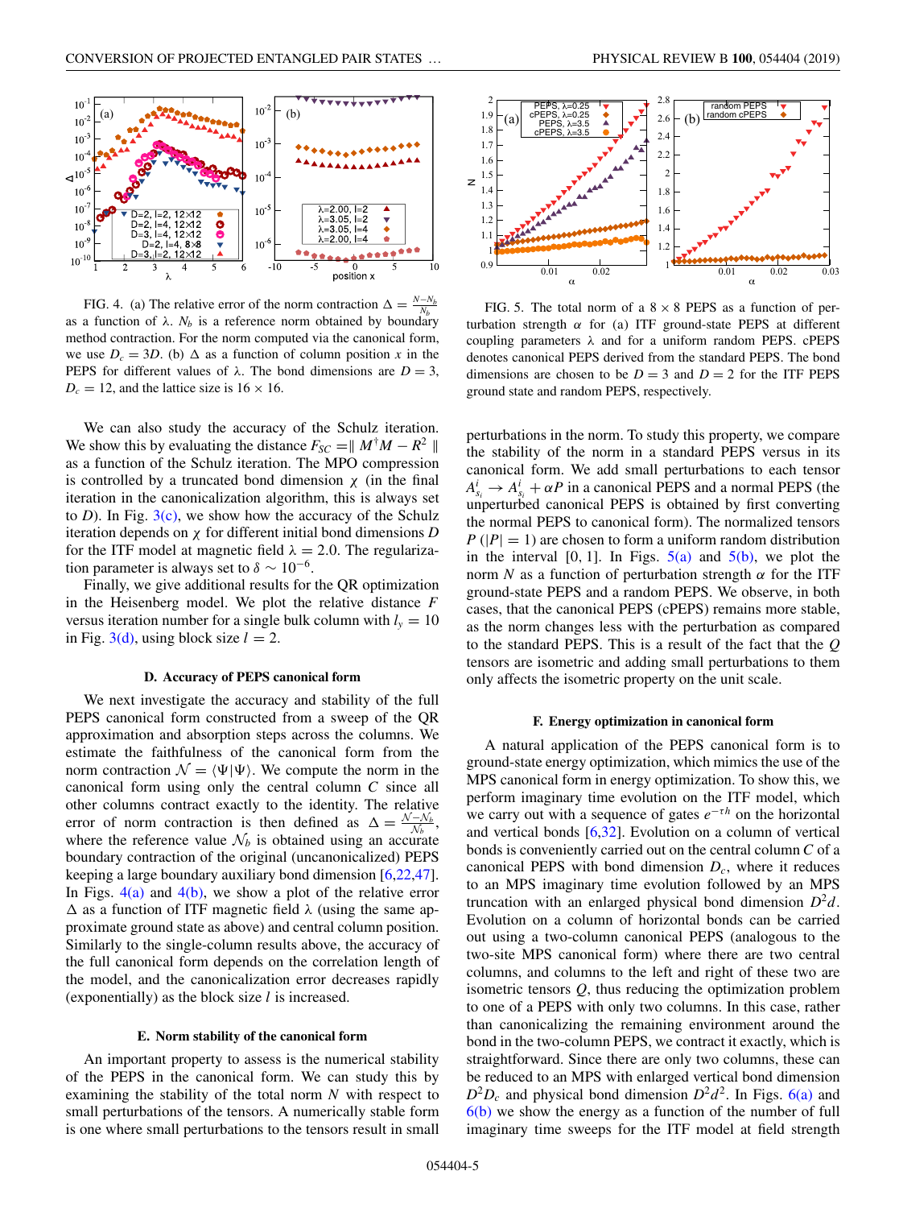FIG. 4. (a) The relative error of the norm contraction $\Delta = \frac{N - N_b}{N_b}$ as a function of $\lambda$. $N_b$ is a reference norm obtained by boundary method contraction. For the norm computed via the canonical form, we use $D_c = 3D$. (b) $\Delta$ as a function of column position $x$ in the PEPS for different values of $\lambda$. The bond dimensions are $D = 3$, $D_c = 12$, and the lattice size is $16 \times 16$.

FIG. 5. The total norm of a $8 \times 8$ PEPS as a function of perturbation strength $\alpha$ for (a) ITF ground-state PEPS at different coupling parameters $\lambda$ and for a uniform random PEPS. cPEPS denotes canonical PEPS derived from the standard PEPS. The bond dimensions are chosen to be $D = 3$ and $D = 2$ for the ITF PEPS ground state and random PEPS, respectively.

We can also study the accuracy of the Schulz iteration. We show this by evaluating the distance $F_{SC} = \| M^\dagger M - R^2 \|$ as a function of the Schulz iteration. The MPO compression is controlled by a truncated bond dimension $\chi$ (in the final iteration in the canonicalization algorithm, this is always set to $D$). In Fig. 3(c), we show how the accuracy of the Schulz iteration depends on $\chi$ for different initial bond dimensions $D$ for the ITF model at magnetic field $\lambda = 2.0$. The regularization parameter is always set to $\delta \sim 10^{-6}$.

Finally, we give additional results for the QR optimization in the Heisenberg model. We plot the relative distance $F$ versus iteration number for a single bulk column with $l_y = 10$ in Fig. 3(d), using block size $l = 2$.

### D. Accuracy of PEPS canonical form

We next investigate the accuracy and stability of the full PEPS canonical form constructed from a sweep of the QR approximation and absorption steps across the columns. We estimate the faithfulness of the canonical form from the norm contraction $\mathcal{N} = \langle\Psi|\Psi\rangle$. We compute the norm in the canonical form using only the central column $C$ since all other columns contract exactly to the identity. The relative error of norm contraction is then defined as $\Delta = \frac{\mathcal{N} - \mathcal{N}_b}{\mathcal{N}_b}$, where the reference value $\mathcal{N}_b$ is obtained using an accurate boundary contraction of the original (uncanonicalized) PEPS keeping a large boundary auxiliary bond dimension [6,22,47]. In Figs. 4(a) and 4(b), we show a plot of the relative error $\Delta$ as a function of ITF magnetic field $\lambda$ (using the same approximate ground state as above) and central column position. Similarly to the single-column results above, the accuracy of the full canonical form depends on the correlation length of the model, and the canonicalization error decreases rapidly (exponentially) as the block size $l$ is increased.

### E. Norm stability of the canonical form

An important property to assess is the numerical stability of the PEPS in the canonical form. We can study this by examining the stability of the total norm $N$ with respect to small perturbations of the tensors. A numerically stable form is one where small perturbations to the tensors result in small perturbations in the norm. To study this property, we compare the stability of the norm in a standard PEPS versus in its canonical form. We add small perturbations to each tensor $A^i_{s_i} \to A^i_{s_i} + \alpha P$ in a canonical PEPS and a normal PEPS (the unperturbed canonical PEPS is obtained by first converting the normal PEPS to canonical form). The normalized tensors $P$ ($|P| = 1$) are chosen to form a uniform random distribution in the interval [0, 1]. In Figs. 5(a) and 5(b), we plot the norm $N$ as a function of perturbation strength $\alpha$ for the ITF ground-state PEPS and a random PEPS. We observe, in both cases, that the canonical PEPS (cPEPS) remains more stable, as the norm changes less with the perturbation as compared to the standard PEPS. This is a result of the fact that the $Q$ tensors are isometric and adding small perturbations to them only affects the isometric property on the unit scale.

### F. Energy optimization in canonical form

A natural application of the PEPS canonical form is to ground-state energy optimization, which mimics the use of the MPS canonical form in energy optimization. To show this, we perform imaginary time evolution on the ITF model, which we carry out with a sequence of gates $e^{-\tau h}$ on the horizontal and vertical bonds [6,32]. Evolution on a column of vertical bonds is conveniently carried out on the central column $C$ of a canonical PEPS with bond dimension $D_c$, where it reduces to an MPS imaginary time evolution followed by an MPS truncation with an enlarged physical bond dimension $D^2d$. Evolution on a column of horizontal bonds can be carried out using a two-column canonical PEPS (analogous to the two-site MPS canonical form) where there are two central columns, and columns to the left and right of these two are isometric tensors $Q$, thus reducing the optimization problem to one of a PEPS with only two columns. In this case, rather than canonicalizing the remaining environment around the bond in the two-column PEPS, we contract it exactly, which is straightforward. Since there are only two columns, these can be reduced to an MPS with enlarged vertical bond dimension $D^2D_c$ and physical bond dimension $D^2d^2$. In Figs. 6(a) and 6(b) we show the energy as a function of the number of full imaginary time sweeps for the ITF model at field strength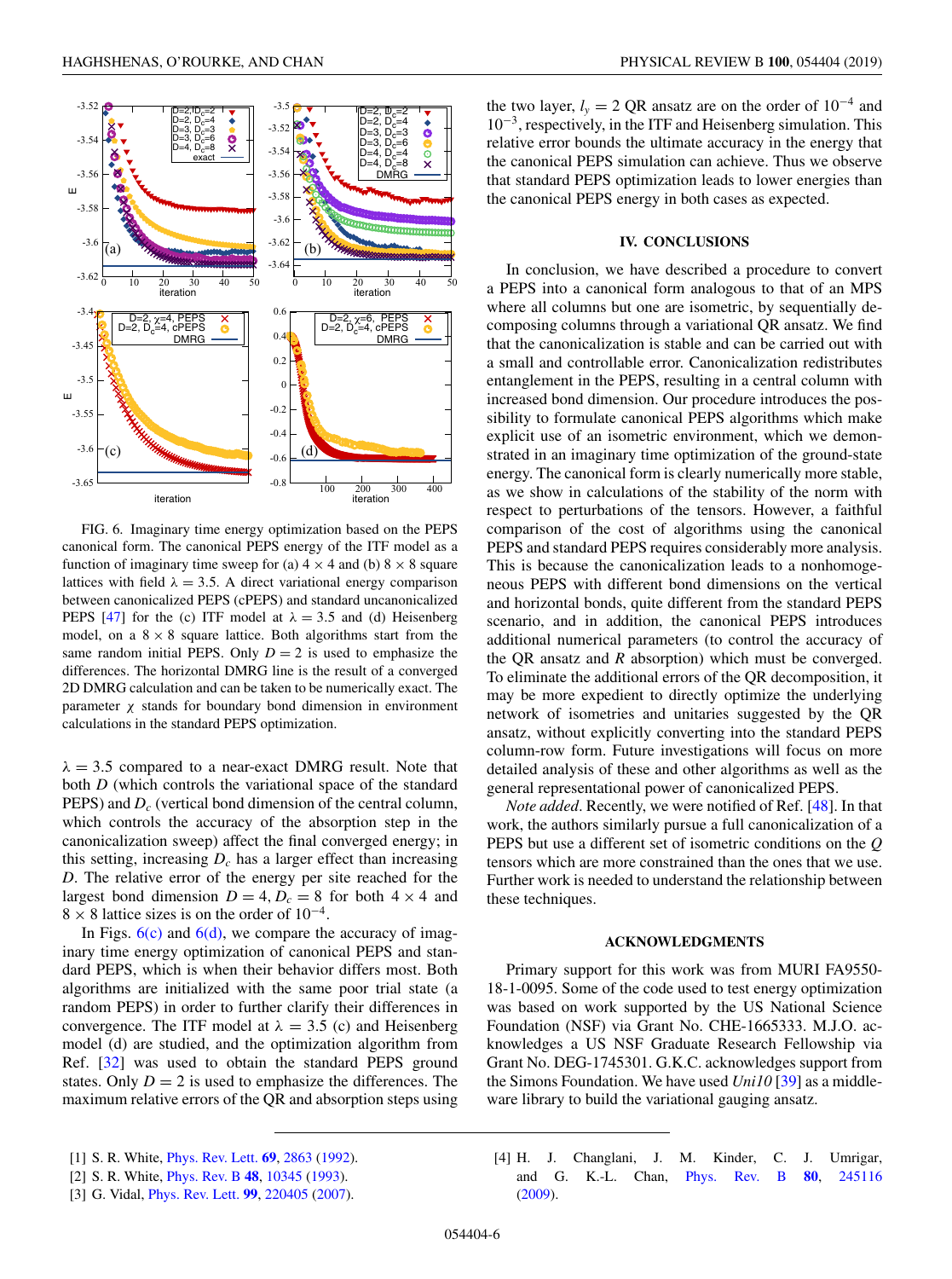FIG. 6. Imaginary time energy optimization based on the PEPS canonical form. The canonical PEPS energy of the ITF model as a function of imaginary time sweep for (a) $4 \times 4$ and (b) $8 \times 8$ square lattices with field $\lambda = 3.5$. A direct variational energy comparison between canonicalized PEPS (cPEPS) and standard uncanonicalized PEPS [47] for the (c) ITF model at $\lambda = 3.5$ and (d) Heisenberg model, on a $8 \times 8$ square lattice. Both algorithms start from the same random initial PEPS. Only $D = 2$ is used to emphasize the differences. The horizontal DMRG line is the result of a converged 2D DMRG calculation and can be taken to be numerically exact. The parameter $\chi$ stands for boundary bond dimension in environment calculations in the standard PEPS optimization.

$\lambda = 3.5$ compared to a near-exact DMRG result. Note that both $D$ (which controls the variational space of the standard PEPS) and $D_c$ (vertical bond dimension of the central column, which controls the accuracy of the absorption step in the canonicalization sweep) affect the final converged energy; in this setting, increasing $D_c$ has a larger effect than increasing $D$. The relative error of the energy per site reached for the largest bond dimension $D = 4, D_c = 8$ for both $4 \times 4$ and $8 \times 8$ lattice sizes is on the order of $10^{-4}$.

In Figs. 6(c) and 6(d), we compare the accuracy of imaginary time energy optimization of canonical PEPS and standard PEPS, which is when their behavior differs most. Both algorithms are initialized with the same poor trial state (a random PEPS) in order to further clarify their differences in convergence. The ITF model at $\lambda = 3.5$ (c) and Heisenberg model (d) are studied, and the optimization algorithm from Ref. [32] was used to obtain the standard PEPS ground states. Only $D = 2$ is used to emphasize the differences. The maximum relative errors of the QR and absorption steps using the two layer, $l_y = 2$ QR ansatz are on the order of $10^{-4}$ and $10^{-3}$, respectively, in the ITF and Heisenberg simulation. This relative error bounds the ultimate accuracy in the energy that the canonical PEPS simulation can achieve. Thus we observe that standard PEPS optimization leads to lower energies than the canonical PEPS energy in both cases as expected.

## IV. CONCLUSIONS

In conclusion, we have described a procedure to convert a PEPS into a canonical form analogous to that of an MPS where all columns but one are isometric, by sequentially decomposing columns through a variational QR ansatz. We find that the canonicalization is stable and can be carried out with a small and controllable error. Canonicalization redistributes entanglement in the PEPS, resulting in a central column with increased bond dimension. Our procedure introduces the possibility to formulate canonical PEPS algorithms which make explicit use of an isometric environment, which we demonstrated in an imaginary time optimization of the ground-state energy. The canonical form is clearly numerically more stable, as we show in calculations of the stability of the norm with respect to perturbations of the tensors. However, a faithful comparison of the cost of algorithms using the canonical PEPS and standard PEPS requires considerably more analysis. This is because the canonicalization leads to a nonhomogeneous PEPS with different bond dimensions on the vertical and horizontal bonds, quite different from the standard PEPS scenario, and in addition, the canonical PEPS introduces additional numerical parameters (to control the accuracy of the QR ansatz and $R$ absorption) which must be converged. To eliminate the additional errors of the QR decomposition, it may be more expedient to directly optimize the underlying network of isometries and unitaries suggested by the QR ansatz, without explicitly converting into the standard PEPS column-row form. Future investigations will focus on more detailed analysis of these and other algorithms as well as the general representational power of canonicalized PEPS.

*Note added*. Recently, we were notified of Ref. [48]. In that work, the authors similarly pursue a full canonicalization of a PEPS but use a different set of isometric conditions on the $Q$ tensors which are more constrained than the ones that we use. Further work is needed to understand the relationship between these techniques.

## ACKNOWLEDGMENTS

Primary support for this work was from MURI FA9550-18-1-0095. Some of the code used to test energy optimization was based on work supported by the US National Science Foundation (NSF) via Grant No. CHE-1665333. M.J.O. acknowledges a US NSF Graduate Research Fellowship via Grant No. DEG-1745301. G.K.C. acknowledges support from the Simons Foundation. We have used *Uni10* [39] as a middleware library to build the variational gauging ansatz.

[1] S. R. White, Phys. Rev. Lett. **69**, 2863 (1992).
[2] S. R. White, Phys. Rev. B **48**, 10345 (1993).
[3] G. Vidal, Phys. Rev. Lett. **99**, 220405 (2007).
[4] H. J. Changlani, J. M. Kinder, C. J. Umrigar, and G. K.-L. Chan, Phys. Rev. B **80**, 245116 (2009).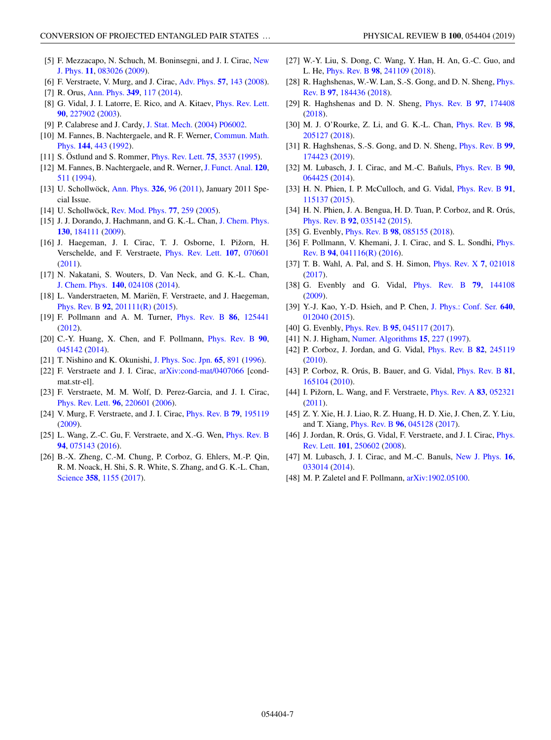[5] F. Mezzacapo, N. Schuch, M. Boninsegni, and J. I. Cirac, New J. Phys. **11**, 083026 (2009).

[6] F. Verstraete, V. Murg, and J. Cirac, Adv. Phys. **57**, 143 (2008).

[7] R. Orus, Ann. Phys. **349**, 117 (2014).

[8] G. Vidal, J. I. Latorre, E. Rico, and A. Kitaev, Phys. Rev. Lett. **90**, 227902 (2003).

[9] P. Calabrese and J. Cardy, J. Stat. Mech. (2004) P06002.

[10] M. Fannes, B. Nachtergaele, and R. F. Werner, Commun. Math. Phys. **144**, 443 (1992).

[11] S. Östlund and S. Rommer, Phys. Rev. Lett. **75**, 3537 (1995).

[12] M. Fannes, B. Nachtergaele, and R. Werner, J. Funct. Anal. **120**, 511 (1994).

[13] U. Schollwöck, Ann. Phys. **326**, 96 (2011), January 2011 Special Issue.

[14] U. Schollwöck, Rev. Mod. Phys. **77**, 259 (2005).

[15] J. J. Dorando, J. Hachmann, and G. K.-L. Chan, J. Chem. Phys. **130**, 184111 (2009).

[16] J. Haegeman, J. I. Cirac, T. J. Osborne, I. Pižorn, H. Verschelde, and F. Verstraete, Phys. Rev. Lett. **107**, 070601 (2011).

[17] N. Nakatani, S. Wouters, D. Van Neck, and G. K.-L. Chan, J. Chem. Phys. **140**, 024108 (2014).

[18] L. Vanderstraeten, M. Mariën, F. Verstraete, and J. Haegeman, Phys. Rev. B **92**, 201111(R) (2015).

[19] F. Pollmann and A. M. Turner, Phys. Rev. B **86**, 125441 (2012).

[20] C.-Y. Huang, X. Chen, and F. Pollmann, Phys. Rev. B **90**, 045142 (2014).

[21] T. Nishino and K. Okunishi, J. Phys. Soc. Jpn. **65**, 891 (1996).

[22] F. Verstraete and J. I. Cirac, arXiv:cond-mat/0407066 [cond-mat.str-el].

[23] F. Verstraete, M. M. Wolf, D. Perez-Garcia, and J. I. Cirac, Phys. Rev. Lett. **96**, 220601 (2006).

[24] V. Murg, F. Verstraete, and J. I. Cirac, Phys. Rev. B **79**, 195119 (2009).

[25] L. Wang, Z.-C. Gu, F. Verstraete, and X.-G. Wen, Phys. Rev. B **94**, 075143 (2016).

[26] B.-X. Zheng, C.-M. Chung, P. Corboz, G. Ehlers, M.-P. Qin, R. M. Noack, H. Shi, S. R. White, S. Zhang, and G. K.-L. Chan, Science **358**, 1155 (2017).

[27] W.-Y. Liu, S. Dong, C. Wang, Y. Han, H. An, G.-C. Guo, and L. He, Phys. Rev. B **98**, 241109 (2018).

[28] R. Haghshenas, W.-W. Lan, S.-S. Gong, and D. N. Sheng, Phys. Rev. B **97**, 184436 (2018).

[29] R. Haghshenas and D. N. Sheng, Phys. Rev. B **97**, 174408 (2018).

[30] M. J. O'Rourke, Z. Li, and G. K.-L. Chan, Phys. Rev. B **98**, 205127 (2018).

[31] R. Haghshenas, S.-S. Gong, and D. N. Sheng, Phys. Rev. B **99**, 174423 (2019).

[32] M. Lubasch, J. I. Cirac, and M.-C. Bañuls, Phys. Rev. B **90**, 064425 (2014).

[33] H. N. Phien, I. P. McCulloch, and G. Vidal, Phys. Rev. B **91**, 115137 (2015).

[34] H. N. Phien, J. A. Bengua, H. D. Tuan, P. Corboz, and R. Orús, Phys. Rev. B **92**, 035142 (2015).

[35] G. Evenbly, Phys. Rev. B **98**, 085155 (2018).

[36] F. Pollmann, V. Khemani, J. I. Cirac, and S. L. Sondhi, Phys. Rev. B **94**, 041116(R) (2016).

[37] T. B. Wahl, A. Pal, and S. H. Simon, Phys. Rev. X **7**, 021018 (2017).

[38] G. Evenbly and G. Vidal, Phys. Rev. B **79**, 144108 (2009).

[39] Y.-J. Kao, Y.-D. Hsieh, and P. Chen, J. Phys.: Conf. Ser. **640**, 012040 (2015).

[40] G. Evenbly, Phys. Rev. B **95**, 045117 (2017).

[41] N. J. Higham, Numer. Algorithms **15**, 227 (1997).

[42] P. Corboz, J. Jordan, and G. Vidal, Phys. Rev. B **82**, 245119 (2010).

[43] P. Corboz, R. Orús, B. Bauer, and G. Vidal, Phys. Rev. B **81**, 165104 (2010).

[44] I. Pižorn, L. Wang, and F. Verstraete, Phys. Rev. A **83**, 052321 (2011).

[45] Z. Y. Xie, H. J. Liao, R. Z. Huang, H. D. Xie, J. Chen, Z. Y. Liu, and T. Xiang, Phys. Rev. B **96**, 045128 (2017).

[46] J. Jordan, R. Orús, G. Vidal, F. Verstraete, and J. I. Cirac, Phys. Rev. Lett. **101**, 250602 (2008).

[47] M. Lubasch, J. I. Cirac, and M.-C. Banuls, New J. Phys. **16**, 033014 (2014).

[48] M. P. Zaletel and F. Pollmann, arXiv:1902.05100.